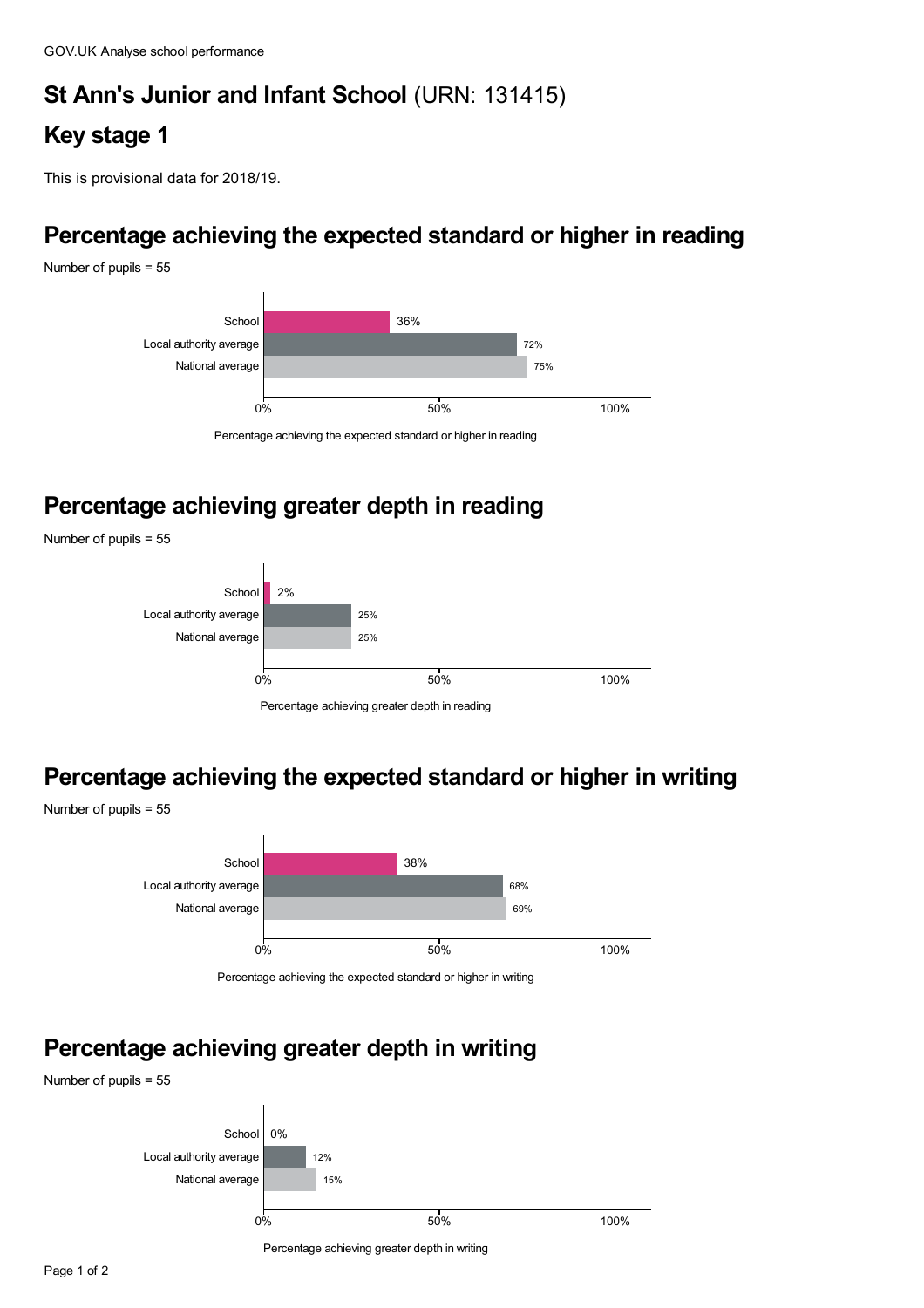GOV.UK Analyse school performance

# St Ann's Junior and Infant School (URN: 131415)

## Key stage 1

This is provisional data for 2018/19.

## Percentage achieving the expected standard or higher in reading

Number of pupils = 55

| | Percentage achieving the expected standard or higher in reading |
|---|---|
| School | 36% |
| Local authority average | 72% |
| National average | 75% |

## Percentage achieving greater depth in reading

Number of pupils = 55

| | Percentage achieving greater depth in reading |
|---|---|
| School | 2% |
| Local authority average | 25% |
| National average | 25% |

## Percentage achieving the expected standard or higher in writing

Number of pupils = 55

| | Percentage achieving the expected standard or higher in writing |
|---|---|
| School | 38% |
| Local authority average | 68% |
| National average | 69% |

## Percentage achieving greater depth in writing

Number of pupils = 55

| | Percentage achieving greater depth in writing |
|---|---|
| School | 0% |
| Local authority average | 12% |
| National average | 15% |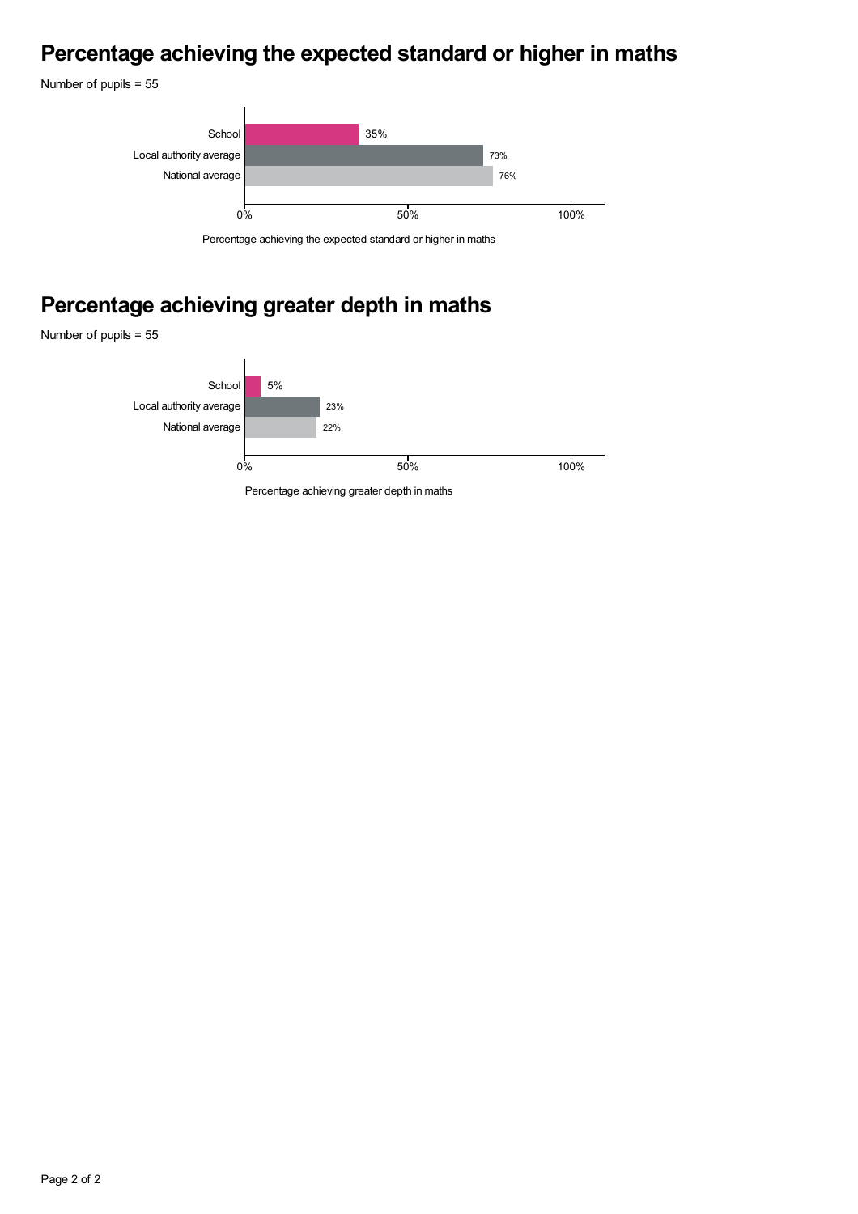## Percentage achieving the expected standard or higher in maths

Number of pupils = 55

School
Local authority average
National average

35%
73%
76%

0%
50%
100%

Percentage achieving the expected standard or higher in maths

## Percentage achieving greater depth in maths

Number of pupils = 55

School
Local authority average
National average

5%
23%
22%

0%
50%
100%

Percentage achieving greater depth in maths